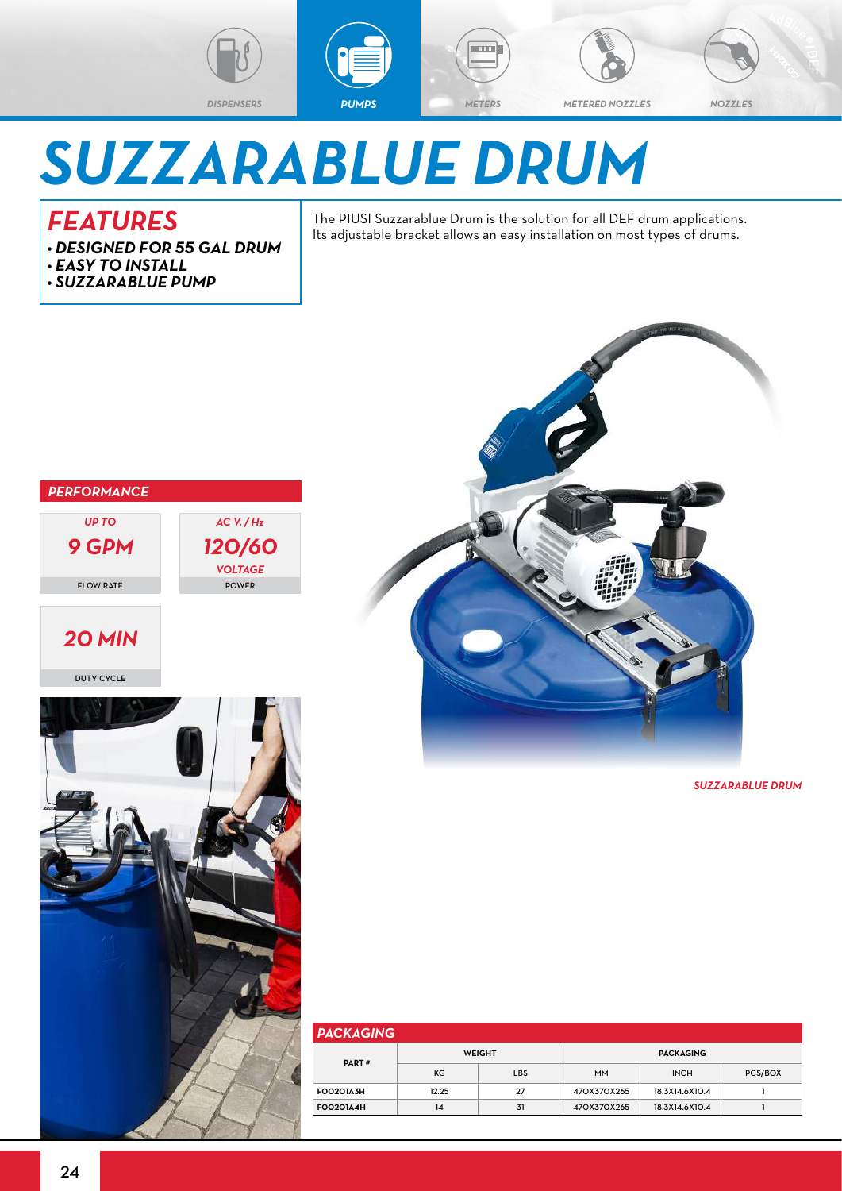DISPENSERS | PUMPS | METERS | METERED NOZZLES | NOZZLES

# SUZZARABLUE DRUM

## FEATURES

- *DESIGNED FOR 55 GAL DRUM*
- *EASY TO INSTALL*
- *SUZZARABLUE PUMP*

The PIUSI Suzzarablue Drum is the solution for all DEF drum applications. Its adjustable bracket allows an easy installation on most types of drums.

### PERFORMANCE

| UP TO **9 GPM** | AC V. / Hz **120/60** VOLTAGE |
|---|---|
| FLOW RATE | POWER |

| **20 MIN** |
|---|
| DUTY CYCLE |

*SUZZARABLUE DRUM*

### PACKAGING

| PART # | WEIGHT | | PACKAGING | | |
|---|---|---|---|---|---|
| | KG | LBS | MM | INCH | PCS/BOX |
| F00201A3H | 12.25 | 27 | 470X370X265 | 18.3X14.6X10.4 | 1 |
| F00201A4H | 14 | 31 | 470X370X265 | 18.3X14.6X10.4 | 1 |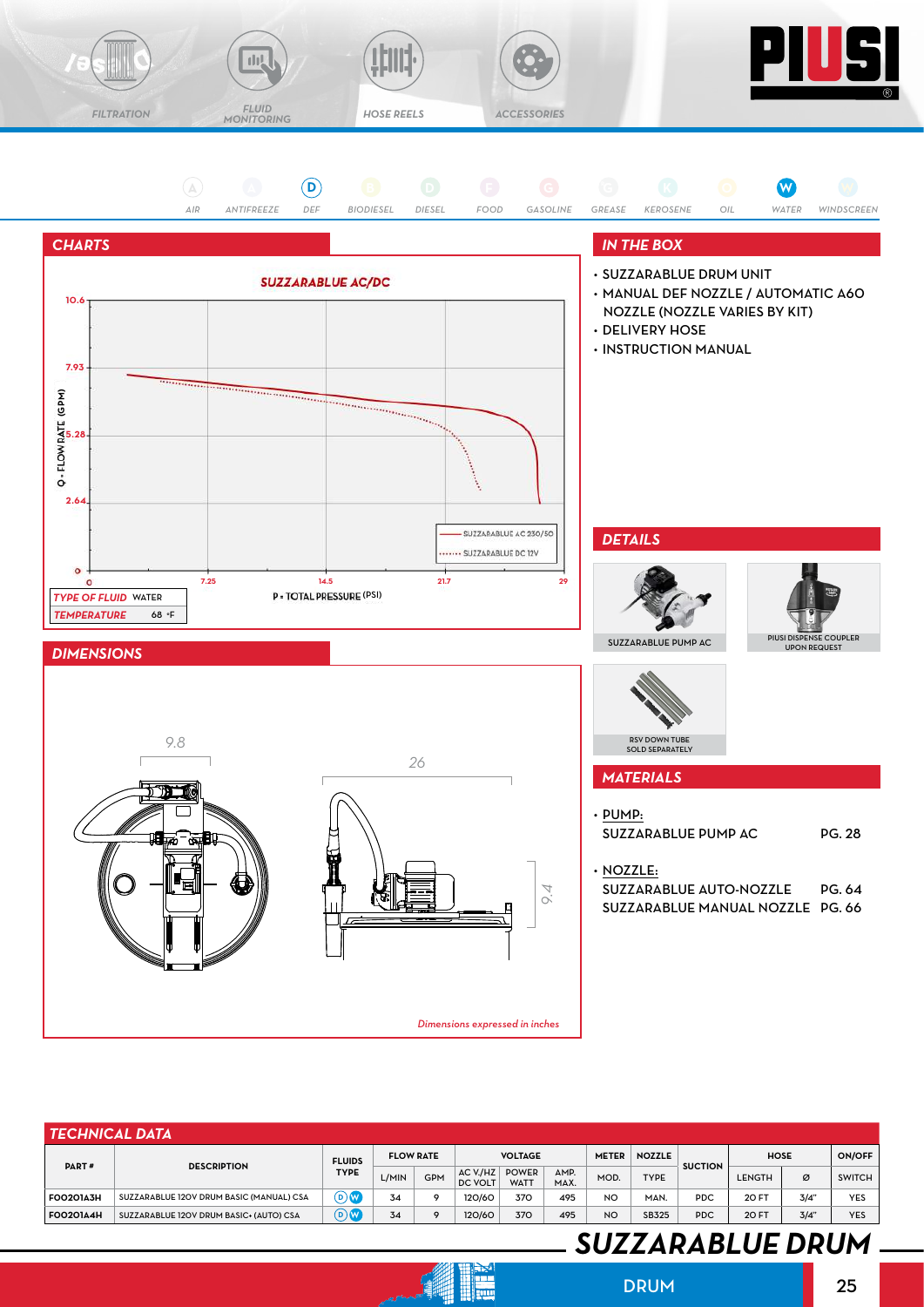# SUZZARABLUE DRUM

AIR · ANTIFREEZE · DEF · BIODIESEL · DIESEL · FOOD · GASOLINE · GREASE · KEROSENE · OIL · WATER · WINDSCREEN

## CHARTS

SUZZARABLUE AC/DC

Q - FLOW RATE (GPM)

10.6
7.93
5.28
2.64
0

0
7.25
14.5
21.7
29

P - TOTAL PRESSURE (PSI)

SUZZARABLUE AC 230/50
SUZZARABLUE DC 12V

*TYPE OF FLUID* WATER
*TEMPERATURE* 68 °F

## IN THE BOX

- SUZZARABLUE DRUM UNIT
- MANUAL DEF NOZZLE / AUTOMATIC A60 NOZZLE (NOZZLE VARIES BY KIT)
- DELIVERY HOSE
- INSTRUCTION MANUAL

## DETAILS

SUZZARABLUE PUMP AC

PIUSI DISPENSE COUPLER UPON REQUEST

RSV DOWN TUBE SOLD SEPARATELY

## MATERIALS

- PUMP:
  SUZZARABLUE PUMP AC — PG. 28
- NOZZLE:
  SUZZARABLUE AUTO-NOZZLE — PG. 64
  SUZZARABLUE MANUAL NOZZLE — PG. 66

## DIMENSIONS

9.8

26

9.4

*Dimensions expressed in inches*

## TECHNICAL DATA

| PART # | DESCRIPTION | FLUIDS TYPE | FLOW RATE | | VOLTAGE | | | METER | NOZZLE | SUCTION | HOSE | | ON/OFF |
|---|---|---|---|---|---|---|---|---|---|---|---|---|---|
| | | | L/MIN | GPM | AC V./HZ DC VOLT | POWER WATT | AMP. MAX. | MOD. | TYPE | | LENGTH | Ø | SWITCH |
| F00201A3H | SUZZARABLUE 120V DRUM BASIC (MANUAL) CSA | D W | 34 | 9 | 120/60 | 370 | 495 | NO | MAN. | PDC | 20 FT | 3/4" | YES |
| F00201A4H | SUZZARABLUE 120V DRUM BASIC+ (AUTO) CSA | D W | 34 | 9 | 120/60 | 370 | 495 | NO | SB325 | PDC | 20 FT | 3/4" | YES |